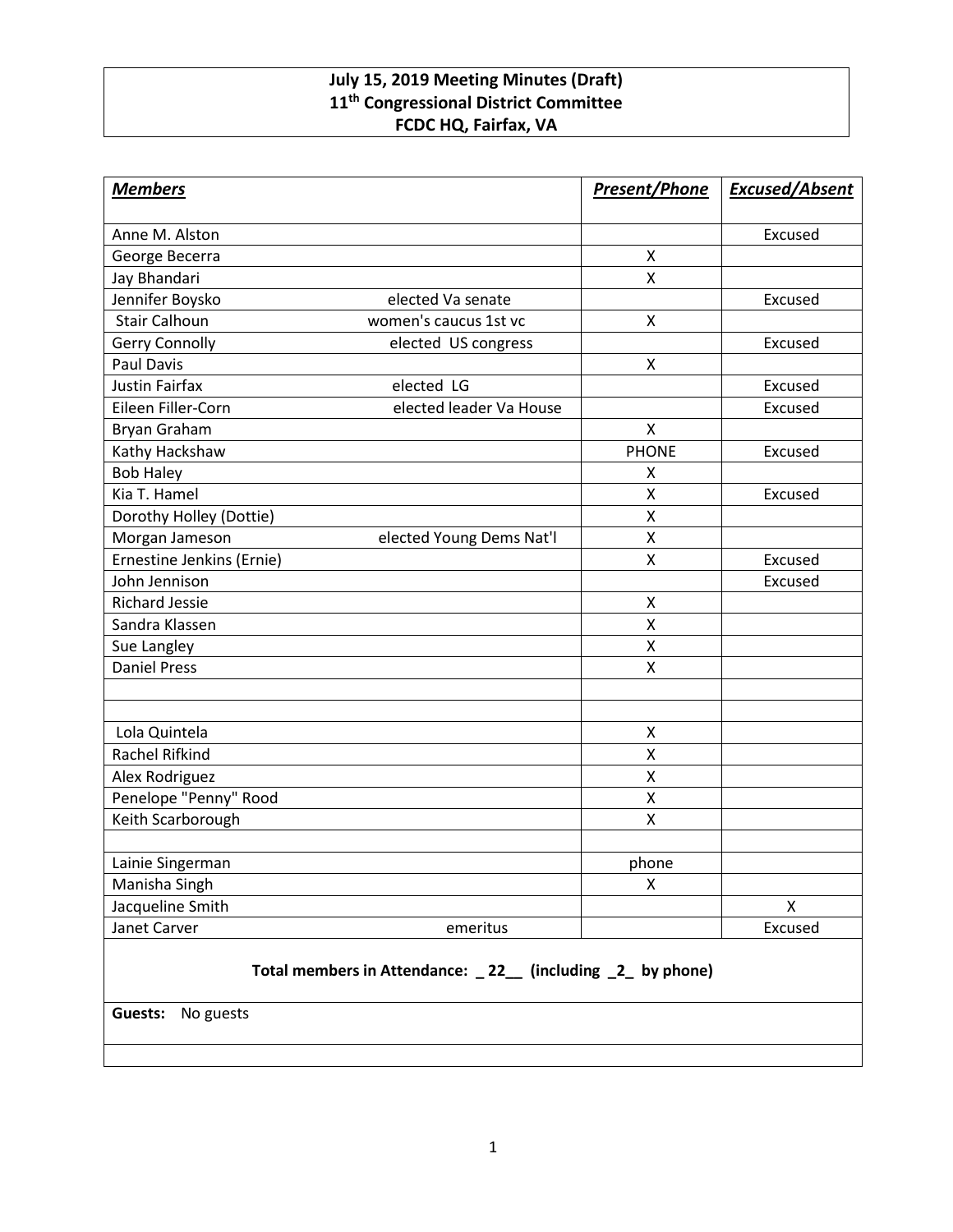**July 15, 2019 Meeting Minutes (Draft)**
**11th Congressional District Committee**
**FCDC HQ, Fairfax, VA**

| ***Members*** | | ***Present/Phone*** | ***Excused/Absent*** |
|---|---|---|---|
| Anne M. Alston | | | Excused |
| George Becerra | | X | |
| Jay Bhandari | | X | |
| Jennifer Boysko | elected Va senate | | Excused |
| Stair Calhoun | women's caucus 1st vc | X | |
| Gerry Connolly | elected US congress | | Excused |
| Paul Davis | | X | |
| Justin Fairfax | elected LG | | Excused |
| Eileen Filler-Corn | elected leader Va House | | Excused |
| Bryan Graham | | X | |
| Kathy Hackshaw | | PHONE | Excused |
| Bob Haley | | X | |
| Kia T. Hamel | | X | Excused |
| Dorothy Holley (Dottie) | | X | |
| Morgan Jameson | elected Young Dems Nat'l | X | |
| Ernestine Jenkins (Ernie) | | X | Excused |
| John Jennison | | | Excused |
| Richard Jessie | | X | |
| Sandra Klassen | | X | |
| Sue Langley | | X | |
| Daniel Press | | X | |
| | | | |
| | | | |
| Lola Quintela | | X | |
| Rachel Rifkind | | X | |
| Alex Rodriguez | | X | |
| Penelope "Penny" Rood | | X | |
| Keith Scarborough | | X | |
| | | | |
| Lainie Singerman | | phone | |
| Manisha Singh | | X | |
| Jacqueline Smith | | | X |
| Janet Carver | emeritus | | Excused |

**Total members in Attendance: _ 22__ (including _2_ by phone)**

**Guests:** No guests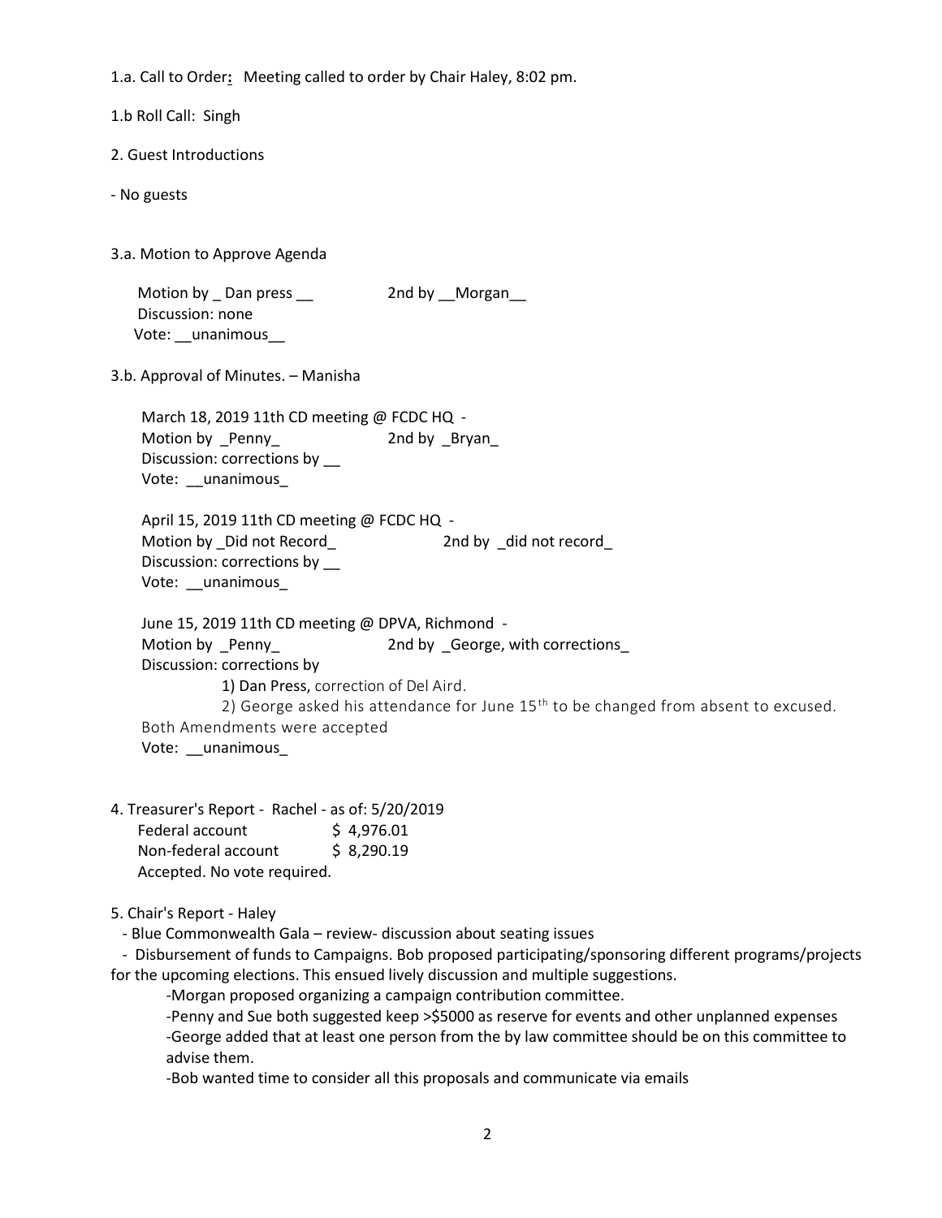1.a. Call to Order**:** Meeting called to order by Chair Haley, 8:02 pm.

1.b Roll Call: Singh

2. Guest Introductions

- No guests

3.a. Motion to Approve Agenda

Motion by _ Dan press __ 2nd by __Morgan__
Discussion: none
Vote: __unanimous__

3.b. Approval of Minutes. – Manisha

March 18, 2019 11th CD meeting @ FCDC HQ -
Motion by _Penny_ 2nd by _Bryan_
Discussion: corrections by __
Vote: __unanimous_

April 15, 2019 11th CD meeting @ FCDC HQ -
Motion by _Did not Record_ 2nd by _did not record_
Discussion: corrections by __
Vote: __unanimous_

June 15, 2019 11th CD meeting @ DPVA, Richmond -
Motion by _Penny_ 2nd by _George, with corrections_
Discussion: corrections by

1) Dan Press, correction of Del Aird.
2) George asked his attendance for June 15th to be changed from absent to excused.

Both Amendments were accepted
Vote: __unanimous_

4. Treasurer's Report - Rachel - as of: 5/20/2019

| | |
|---|---|
| Federal account | $ 4,976.01 |
| Non-federal account | $ 8,290.19 |

Accepted. No vote required.

5. Chair's Report - Haley

- Blue Commonwealth Gala – review- discussion about seating issues
- Disbursement of funds to Campaigns. Bob proposed participating/sponsoring different programs/projects for the upcoming elections. This ensued lively discussion and multiple suggestions.
  - -Morgan proposed organizing a campaign contribution committee.
  - -Penny and Sue both suggested keep >$5000 as reserve for events and other unplanned expenses
  - -George added that at least one person from the by law committee should be on this committee to advise them.
  - -Bob wanted time to consider all this proposals and communicate via emails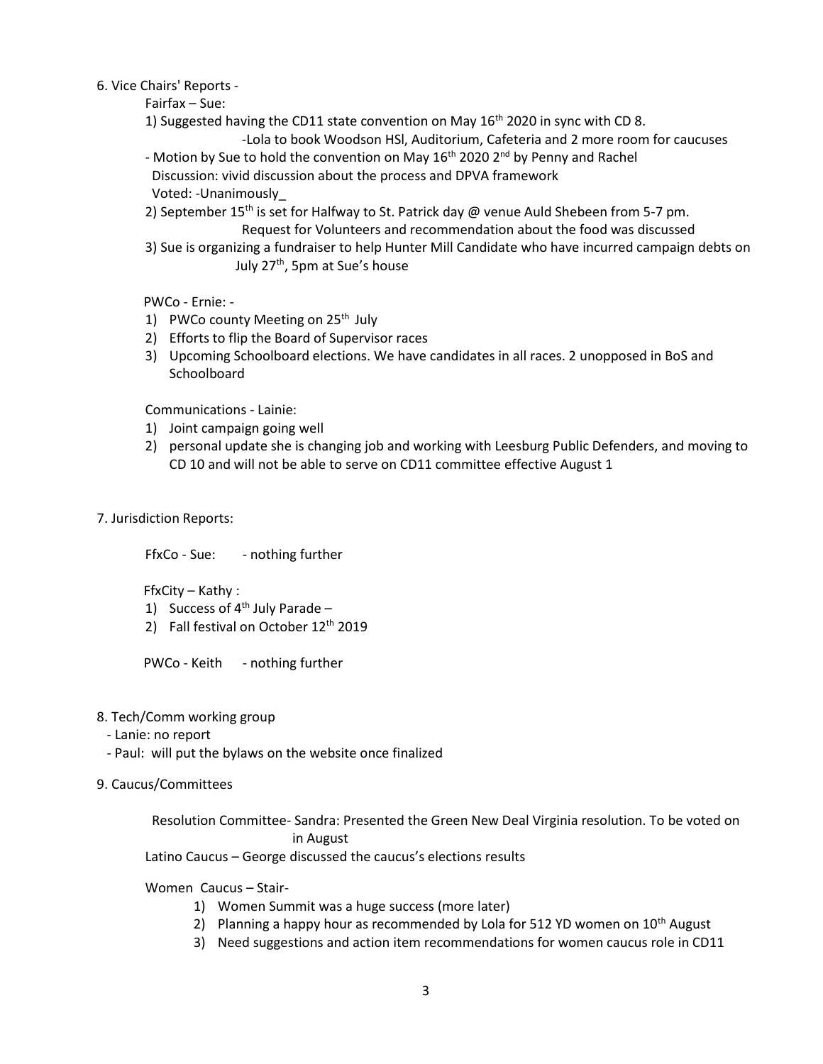6. Vice Chairs' Reports -

Fairfax – Sue:

1) Suggested having the CD11 state convention on May 16th 2020 in sync with CD 8.
   - Lola to book Woodson HSl, Auditorium, Cafeteria and 2 more room for caucuses

- Motion by Sue to hold the convention on May 16th 2020 2nd by Penny and Rachel
  Discussion: vivid discussion about the process and DPVA framework
  Voted: -Unanimously_

2) September 15th is set for Halfway to St. Patrick day @ venue Auld Shebeen from 5-7 pm.
   Request for Volunteers and recommendation about the food was discussed
3) Sue is organizing a fundraiser to help Hunter Mill Candidate who have incurred campaign debts on July 27th, 5pm at Sue's house

PWCo - Ernie: -

1) PWCo county Meeting on 25th July
2) Efforts to flip the Board of Supervisor races
3) Upcoming Schoolboard elections. We have candidates in all races. 2 unopposed in BoS and Schoolboard

Communications - Lainie:

1) Joint campaign going well
2) personal update she is changing job and working with Leesburg Public Defenders, and moving to CD 10 and will not be able to serve on CD11 committee effective August 1

7. Jurisdiction Reports:

FfxCo - Sue: - nothing further

FfxCity – Kathy :

1) Success of 4th July Parade –
2) Fall festival on October 12th 2019

PWCo - Keith - nothing further

8. Tech/Comm working group

- Lanie: no report
- Paul: will put the bylaws on the website once finalized

9. Caucus/Committees

Resolution Committee- Sandra: Presented the Green New Deal Virginia resolution. To be voted on in August

Latino Caucus – George discussed the caucus's elections results

Women Caucus – Stair-

1) Women Summit was a huge success (more later)
2) Planning a happy hour as recommended by Lola for 512 YD women on 10th August
3) Need suggestions and action item recommendations for women caucus role in CD11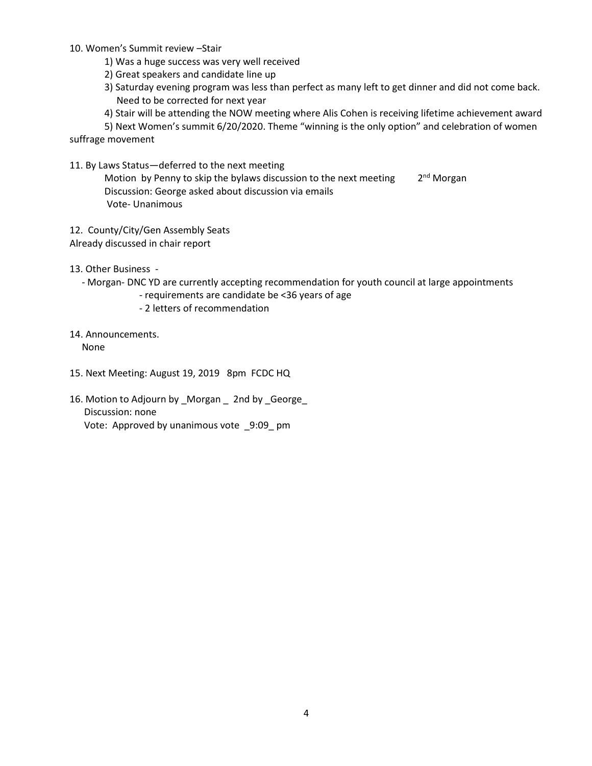10. Women's Summit review –Stair

    1) Was a huge success was very well received
    2) Great speakers and candidate line up
    3) Saturday evening program was less than perfect as many left to get dinner and did not come back. Need to be corrected for next year
    4) Stair will be attending the NOW meeting where Alis Cohen is receiving lifetime achievement award
    5) Next Women's summit 6/20/2020. Theme "winning is the only option" and celebration of women suffrage movement

11. By Laws Status—deferred to the next meeting

    Motion by Penny to skip the bylaws discussion to the next meeting 2nd Morgan
    Discussion: George asked about discussion via emails
    Vote- Unanimous

12. County/City/Gen Assembly Seats

Already discussed in chair report

13. Other Business -

- Morgan- DNC YD are currently accepting recommendation for youth council at large appointments
    - requirements are candidate be <36 years of age
    - 2 letters of recommendation

14. Announcements.

    None

15. Next Meeting: August 19, 2019 8pm FCDC HQ

16. Motion to Adjourn by _Morgan _ 2nd by _George_

    Discussion: none
    Vote: Approved by unanimous vote _9:09_ pm